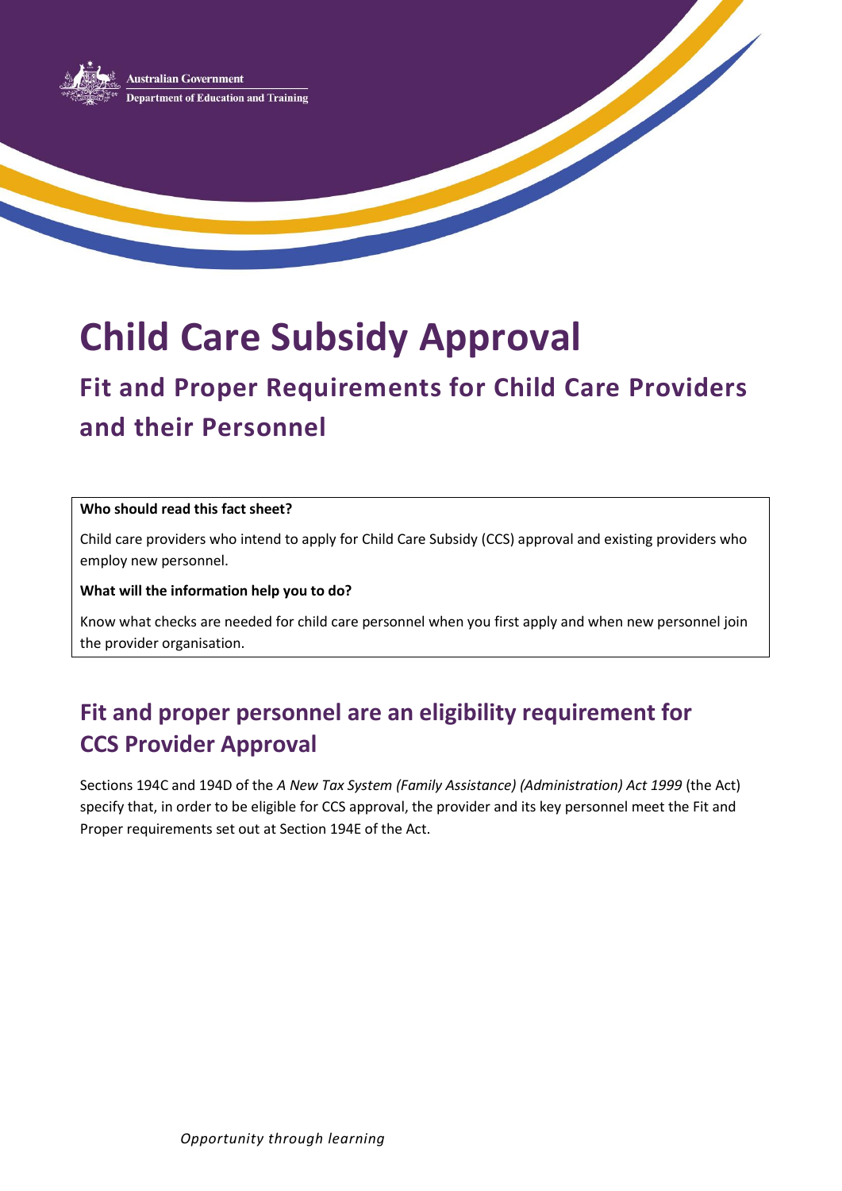Australian Government
Department of Education and Training

# Child Care Subsidy Approval

## Fit and Proper Requirements for Child Care Providers and their Personnel

**Who should read this fact sheet?**

Child care providers who intend to apply for Child Care Subsidy (CCS) approval and existing providers who employ new personnel.

**What will the information help you to do?**

Know what checks are needed for child care personnel when you first apply and when new personnel join the provider organisation.

## Fit and proper personnel are an eligibility requirement for CCS Provider Approval

Sections 194C and 194D of the *A New Tax System (Family Assistance) (Administration) Act 1999* (the Act) specify that, in order to be eligible for CCS approval, the provider and its key personnel meet the Fit and Proper requirements set out at Section 194E of the Act.

*Opportunity through learning*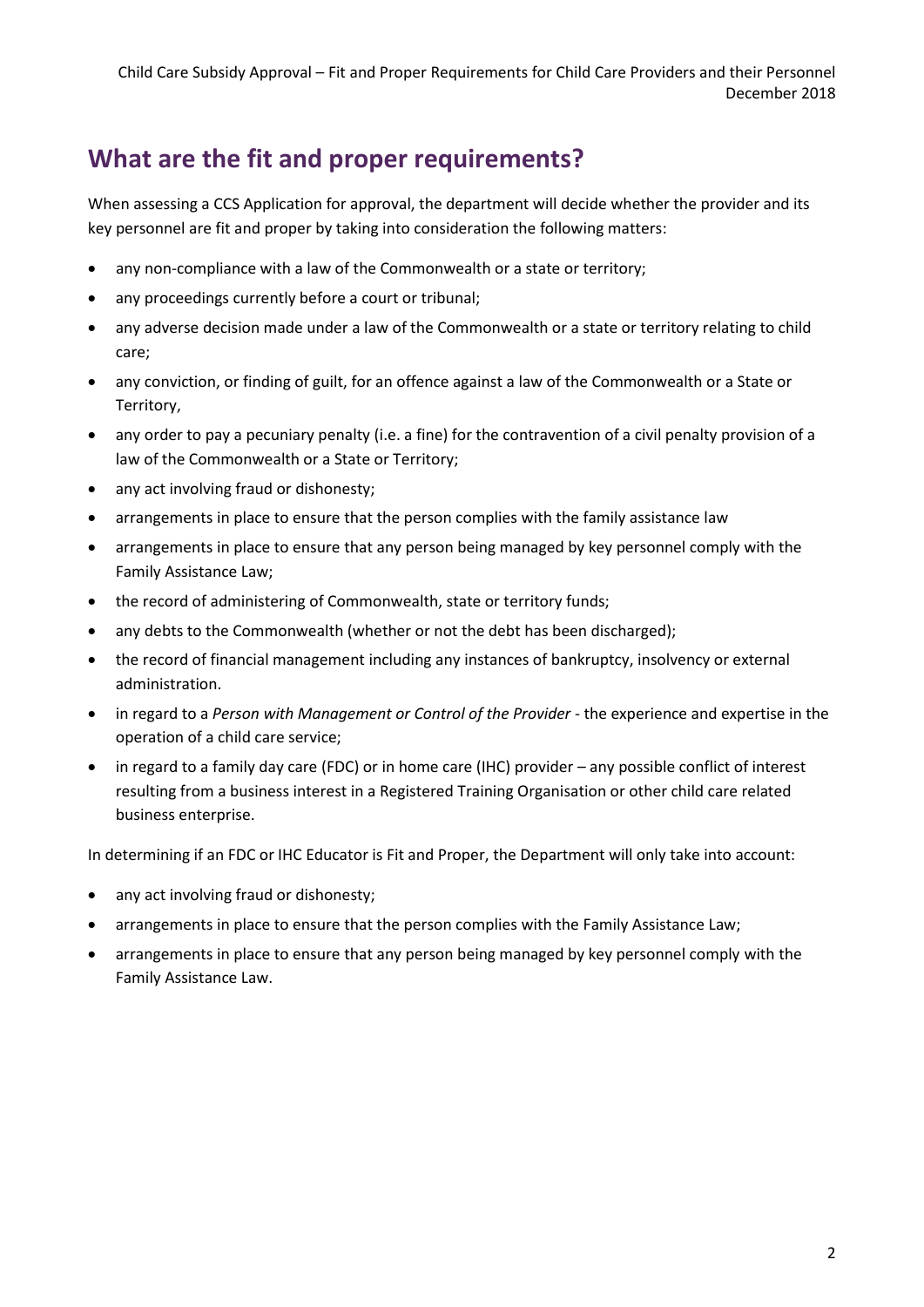## What are the fit and proper requirements?

When assessing a CCS Application for approval, the department will decide whether the provider and its key personnel are fit and proper by taking into consideration the following matters:

- any non-compliance with a law of the Commonwealth or a state or territory;
- any proceedings currently before a court or tribunal;
- any adverse decision made under a law of the Commonwealth or a state or territory relating to child care;
- any conviction, or finding of guilt, for an offence against a law of the Commonwealth or a State or Territory,
- any order to pay a pecuniary penalty (i.e. a fine) for the contravention of a civil penalty provision of a law of the Commonwealth or a State or Territory;
- any act involving fraud or dishonesty;
- arrangements in place to ensure that the person complies with the family assistance law
- arrangements in place to ensure that any person being managed by key personnel comply with the Family Assistance Law;
- the record of administering of Commonwealth, state or territory funds;
- any debts to the Commonwealth (whether or not the debt has been discharged);
- the record of financial management including any instances of bankruptcy, insolvency or external administration.
- in regard to a *Person with Management or Control of the Provider* - the experience and expertise in the operation of a child care service;
- in regard to a family day care (FDC) or in home care (IHC) provider – any possible conflict of interest resulting from a business interest in a Registered Training Organisation or other child care related business enterprise.

In determining if an FDC or IHC Educator is Fit and Proper, the Department will only take into account:

- any act involving fraud or dishonesty;
- arrangements in place to ensure that the person complies with the Family Assistance Law;
- arrangements in place to ensure that any person being managed by key personnel comply with the Family Assistance Law.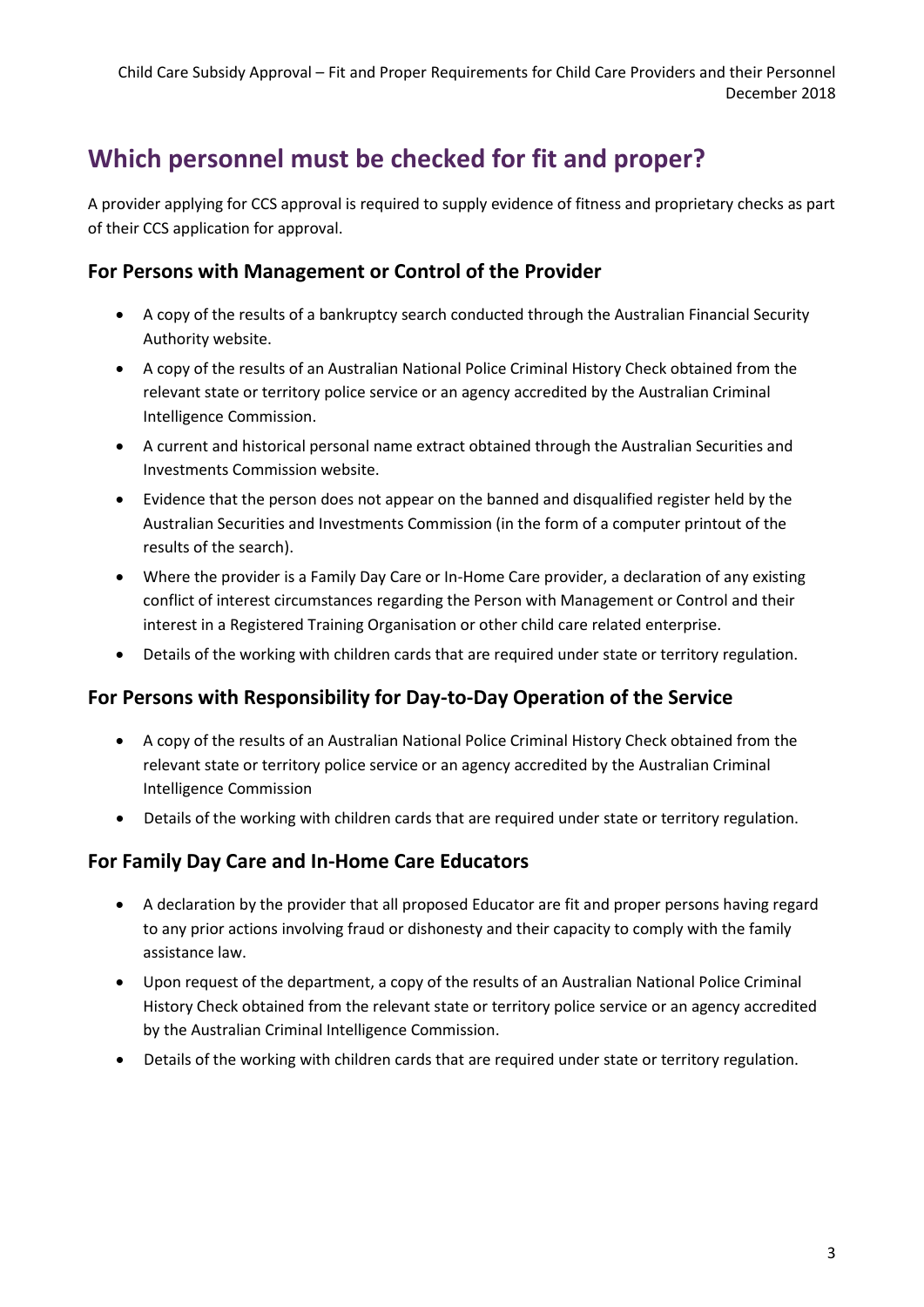## Which personnel must be checked for fit and proper?

A provider applying for CCS approval is required to supply evidence of fitness and proprietary checks as part of their CCS application for approval.

### For Persons with Management or Control of the Provider

- A copy of the results of a bankruptcy search conducted through the Australian Financial Security Authority website.
- A copy of the results of an Australian National Police Criminal History Check obtained from the relevant state or territory police service or an agency accredited by the Australian Criminal Intelligence Commission.
- A current and historical personal name extract obtained through the Australian Securities and Investments Commission website.
- Evidence that the person does not appear on the banned and disqualified register held by the Australian Securities and Investments Commission (in the form of a computer printout of the results of the search).
- Where the provider is a Family Day Care or In-Home Care provider, a declaration of any existing conflict of interest circumstances regarding the Person with Management or Control and their interest in a Registered Training Organisation or other child care related enterprise.
- Details of the working with children cards that are required under state or territory regulation.

### For Persons with Responsibility for Day-to-Day Operation of the Service

- A copy of the results of an Australian National Police Criminal History Check obtained from the relevant state or territory police service or an agency accredited by the Australian Criminal Intelligence Commission
- Details of the working with children cards that are required under state or territory regulation.

### For Family Day Care and In-Home Care Educators

- A declaration by the provider that all proposed Educator are fit and proper persons having regard to any prior actions involving fraud or dishonesty and their capacity to comply with the family assistance law.
- Upon request of the department, a copy of the results of an Australian National Police Criminal History Check obtained from the relevant state or territory police service or an agency accredited by the Australian Criminal Intelligence Commission.
- Details of the working with children cards that are required under state or territory regulation.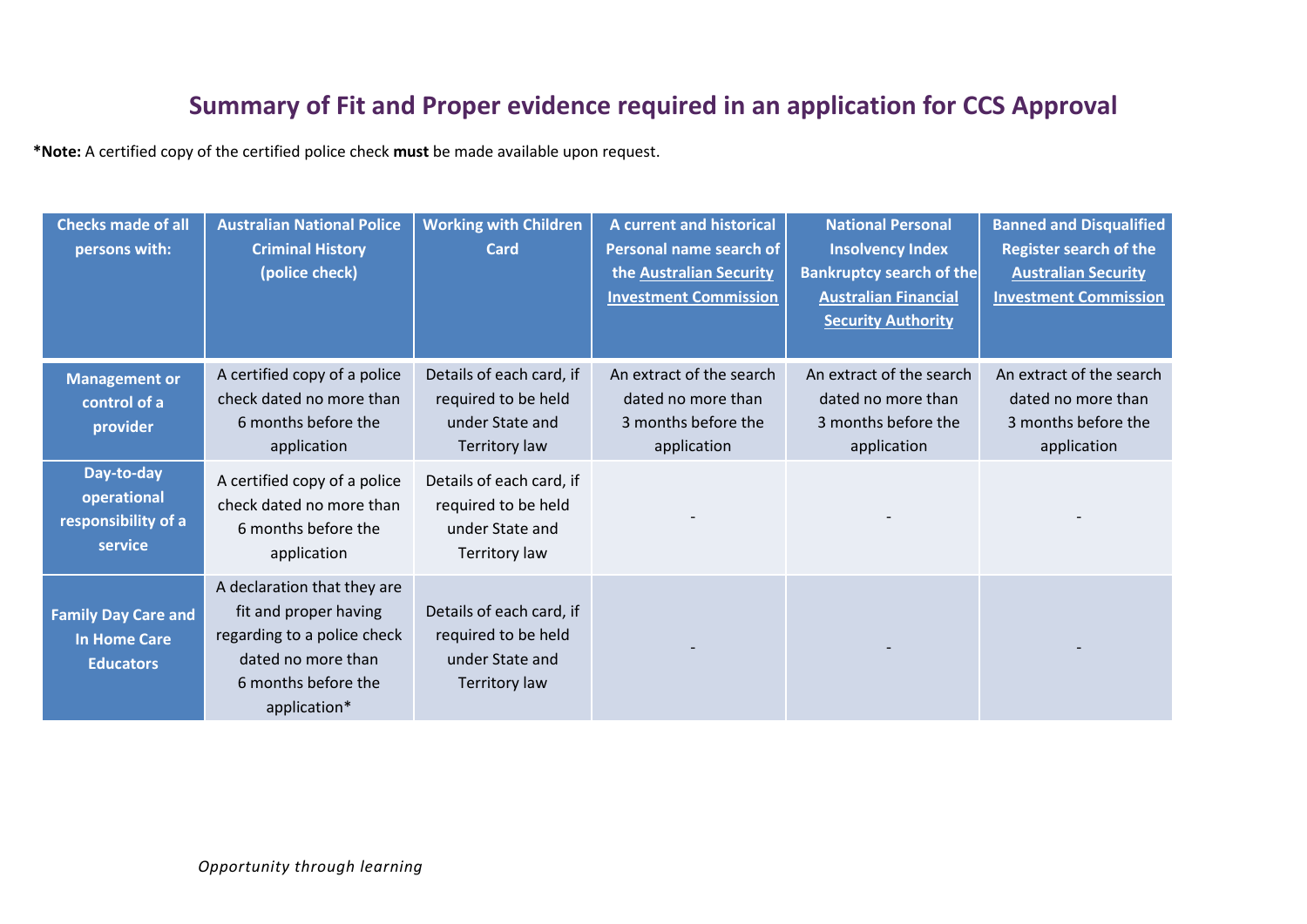# Summary of Fit and Proper evidence required in an application for CCS Approval

***Note:** A certified copy of the certified police check **must** be made available upon request.

| Checks made of all persons with: | Australian National Police Criminal History (police check) | Working with Children Card | A current and historical Personal name search of the Australian Security Investment Commission | National Personal Insolvency Index Bankruptcy search of the Australian Financial Security Authority | Banned and Disqualified Register search of the Australian Security Investment Commission |
|---|---|---|---|---|---|
| **Management or control of a provider** | A certified copy of a police check dated no more than 6 months before the application | Details of each card, if required to be held under State and Territory law | An extract of the search dated no more than 3 months before the application | An extract of the search dated no more than 3 months before the application | An extract of the search dated no more than 3 months before the application |
| **Day-to-day operational responsibility of a service** | A certified copy of a police check dated no more than 6 months before the application | Details of each card, if required to be held under State and Territory law | - | - | - |
| **Family Day Care and In Home Care Educators** | A declaration that they are fit and proper having regarding to a police check dated no more than 6 months before the application* | Details of each card, if required to be held under State and Territory law | - | - | - |

*Opportunity through learning*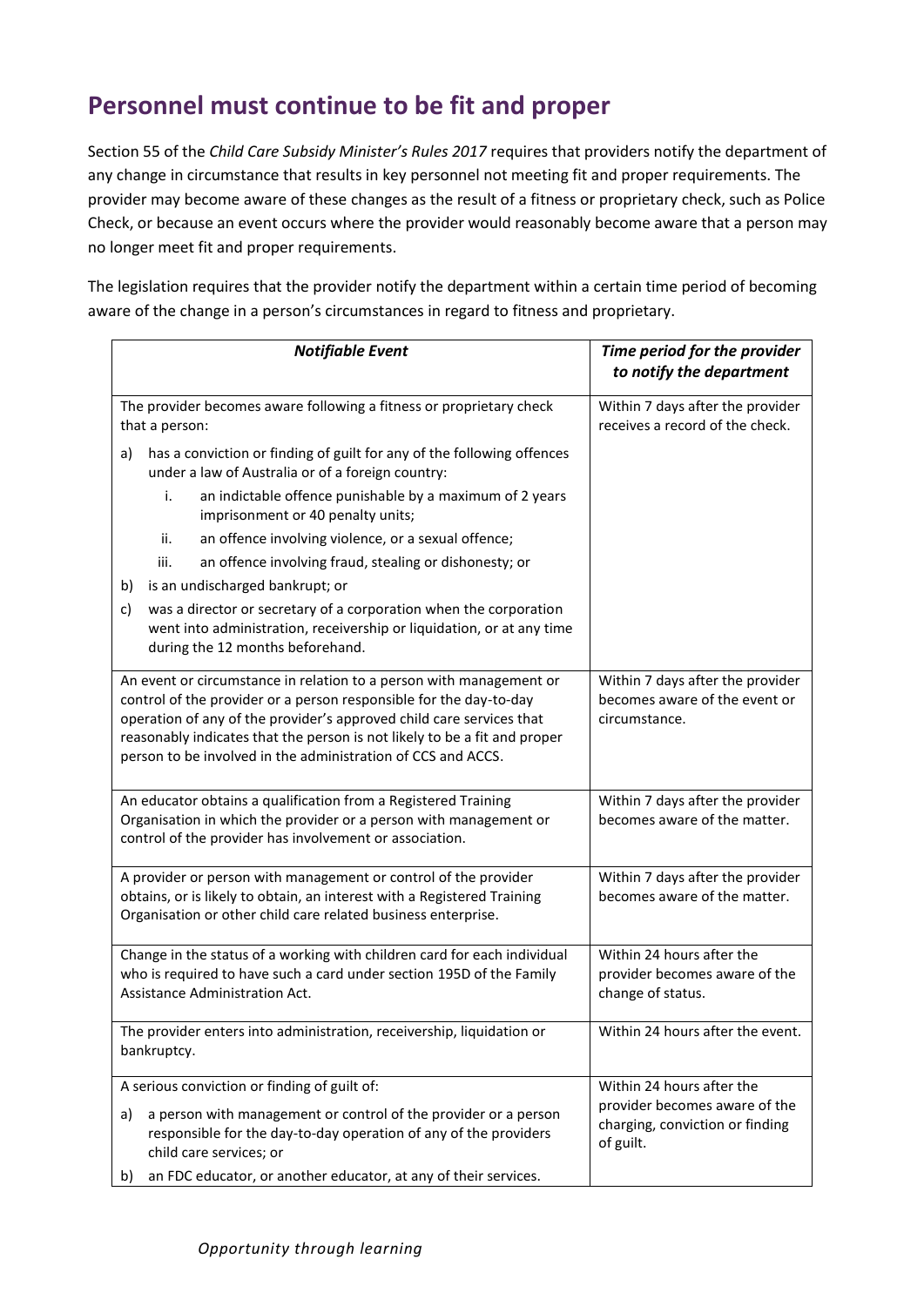## Personnel must continue to be fit and proper

Section 55 of the *Child Care Subsidy Minister's Rules 2017* requires that providers notify the department of any change in circumstance that results in key personnel not meeting fit and proper requirements. The provider may become aware of these changes as the result of a fitness or proprietary check, such as Police Check, or because an event occurs where the provider would reasonably become aware that a person may no longer meet fit and proper requirements.

The legislation requires that the provider notify the department within a certain time period of becoming aware of the change in a person's circumstances in regard to fitness and proprietary.

| ***Notifiable Event*** | ***Time period for the provider to notify the department*** |
|---|---|
| The provider becomes aware following a fitness or proprietary check that a person:<br>a) has a conviction or finding of guilt for any of the following offences under a law of Australia or of a foreign country:<br>i. an indictable offence punishable by a maximum of 2 years imprisonment or 40 penalty units;<br>ii. an offence involving violence, or a sexual offence;<br>iii. an offence involving fraud, stealing or dishonesty; or<br>b) is an undischarged bankrupt; or<br>c) was a director or secretary of a corporation when the corporation went into administration, receivership or liquidation, or at any time during the 12 months beforehand. | Within 7 days after the provider receives a record of the check. |
| An event or circumstance in relation to a person with management or control of the provider or a person responsible for the day-to-day operation of any of the provider's approved child care services that reasonably indicates that the person is not likely to be a fit and proper person to be involved in the administration of CCS and ACCS. | Within 7 days after the provider becomes aware of the event or circumstance. |
| An educator obtains a qualification from a Registered Training Organisation in which the provider or a person with management or control of the provider has involvement or association. | Within 7 days after the provider becomes aware of the matter. |
| A provider or person with management or control of the provider obtains, or is likely to obtain, an interest with a Registered Training Organisation or other child care related business enterprise. | Within 7 days after the provider becomes aware of the matter. |
| Change in the status of a working with children card for each individual who is required to have such a card under section 195D of the Family Assistance Administration Act. | Within 24 hours after the provider becomes aware of the change of status. |
| The provider enters into administration, receivership, liquidation or bankruptcy. | Within 24 hours after the event. |
| A serious conviction or finding of guilt of:<br>a) a person with management or control of the provider or a person responsible for the day-to-day operation of any of the providers child care services; or<br>b) an FDC educator, or another educator, at any of their services. | Within 24 hours after the provider becomes aware of the charging, conviction or finding of guilt. |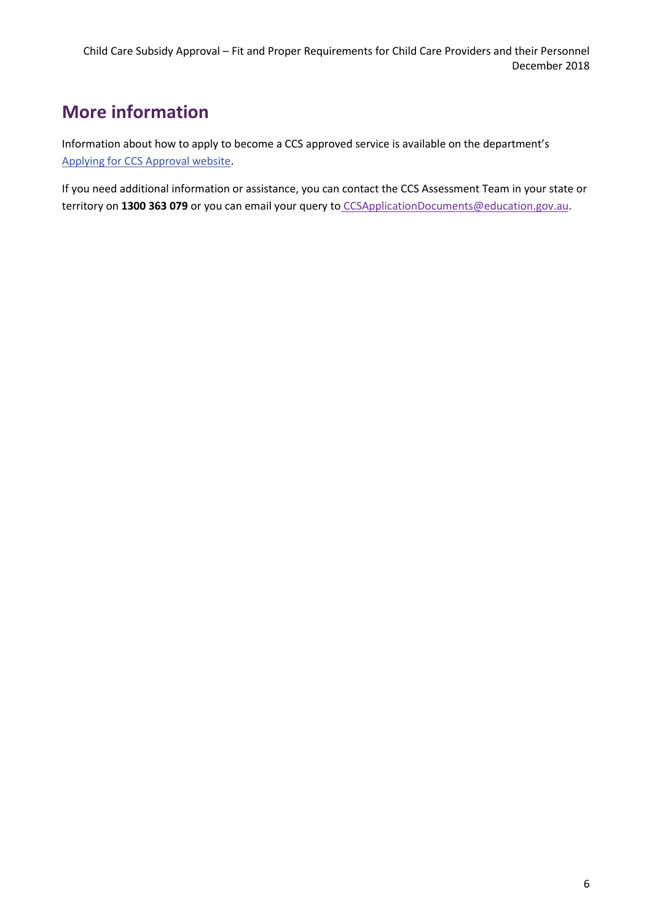## More information

Information about how to apply to become a CCS approved service is available on the department's [Applying for CCS Approval website](#).

If you need additional information or assistance, you can contact the CCS Assessment Team in your state or territory on **1300 363 079** or you can email your query to CCSApplicationDocuments@education.gov.au.